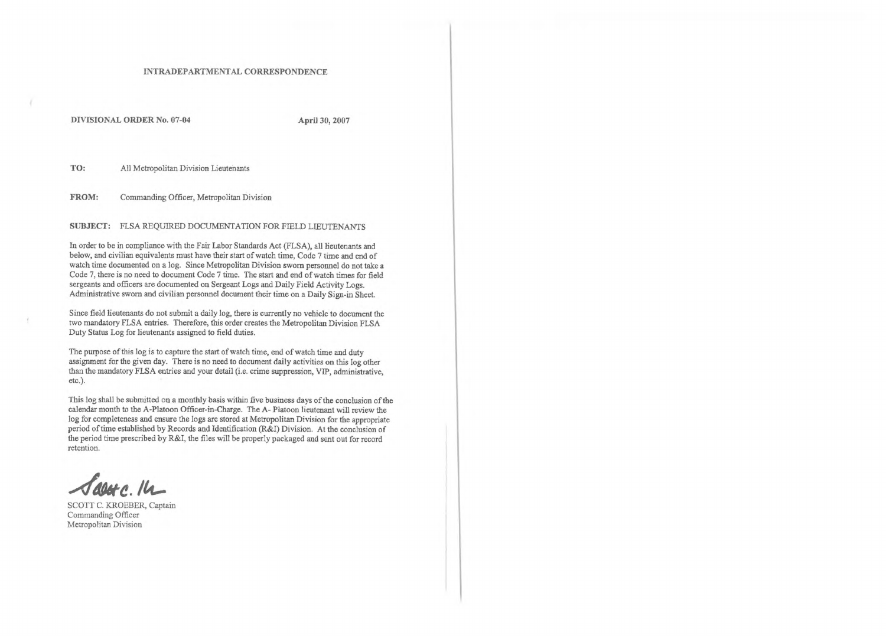# INTRADEPARTMENTAL CORRESPONDENCE

**DIVISIONAL ORDER No. 07-04** **April 30, 2007**

**TO:** All Metropolitan Division Lieutenants

**FROM:** Commanding Officer, Metropolitan Division

**SUBJECT:** FLSA REQUIRED DOCUMENTATION FOR FIELD LIEUTENANTS

In order to be in compliance with the Fair Labor Standards Act (FLSA), all lieutenants and below, and civilian equivalents must have their start of watch time, Code 7 time and end of watch time documented on a log. Since Metropolitan Division sworn personnel do not take a Code 7, there is no need to document Code 7 time. The start and end of watch times for field sergeants and officers are documented on Sergeant Logs and Daily Field Activity Logs. Administrative sworn and civilian personnel document their time on a Daily Sign-in Sheet.

Since field lieutenants do not submit a daily log, there is currently no vehicle to document the two mandatory FLSA entries. Therefore, this order creates the Metropolitan Division FLSA Duty Status Log for lieutenants assigned to field duties.

The purpose of this log is to capture the start of watch time, end of watch time and duty assignment for the given day. There is no need to document daily activities on this log other than the mandatory FLSA entries and your detail (i.e. crime suppression, VIP, administrative, etc.).

This log shall be submitted on a monthly basis within five business days of the conclusion of the calendar month to the A-Platoon Officer-in-Charge. The A- Platoon lieutenant will review the log for completeness and ensure the logs are stored at Metropolitan Division for the appropriate period of time established by Records and Identification (R&I) Division. At the conclusion of the period time prescribed by R&I, the files will be properly packaged and sent out for record retention.

SCOTT C. KROEBER, Captain
Commanding Officer
Metropolitan Division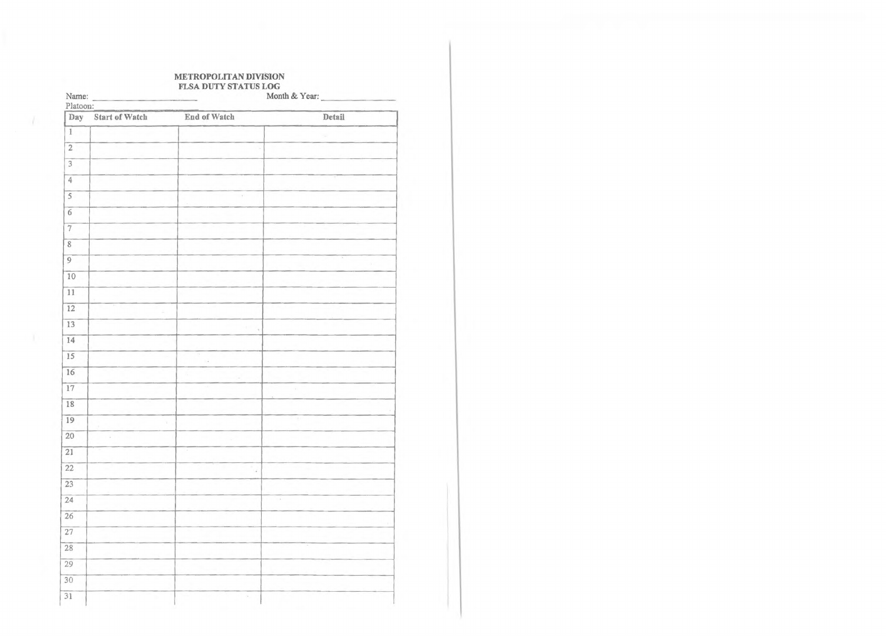**METROPOLITAN DIVISION**
**FLSA DUTY STATUS LOG**

Name: ____________________ Month & Year: ____________________

Platoon: ____________________

| Day | Start of Watch | End of Watch | Detail |
|---|---|---|---|
| 1 | | | |
| 2 | | | |
| 3 | | | |
| 4 | | | |
| 5 | | | |
| 6 | | | |
| 7 | | | |
| 8 | | | |
| 9 | | | |
| 10 | | | |
| 11 | | | |
| 12 | | | |
| 13 | | | |
| 14 | | | |
| 15 | | | |
| 16 | | | |
| 17 | | | |
| 18 | | | |
| 19 | | | |
| 20 | | | |
| 21 | | | |
| 22 | | | |
| 23 | | | |
| 24 | | | |
| 26 | | | |
| 27 | | | |
| 28 | | | |
| 29 | | | |
| 30 | | | |
| 31 | | | |